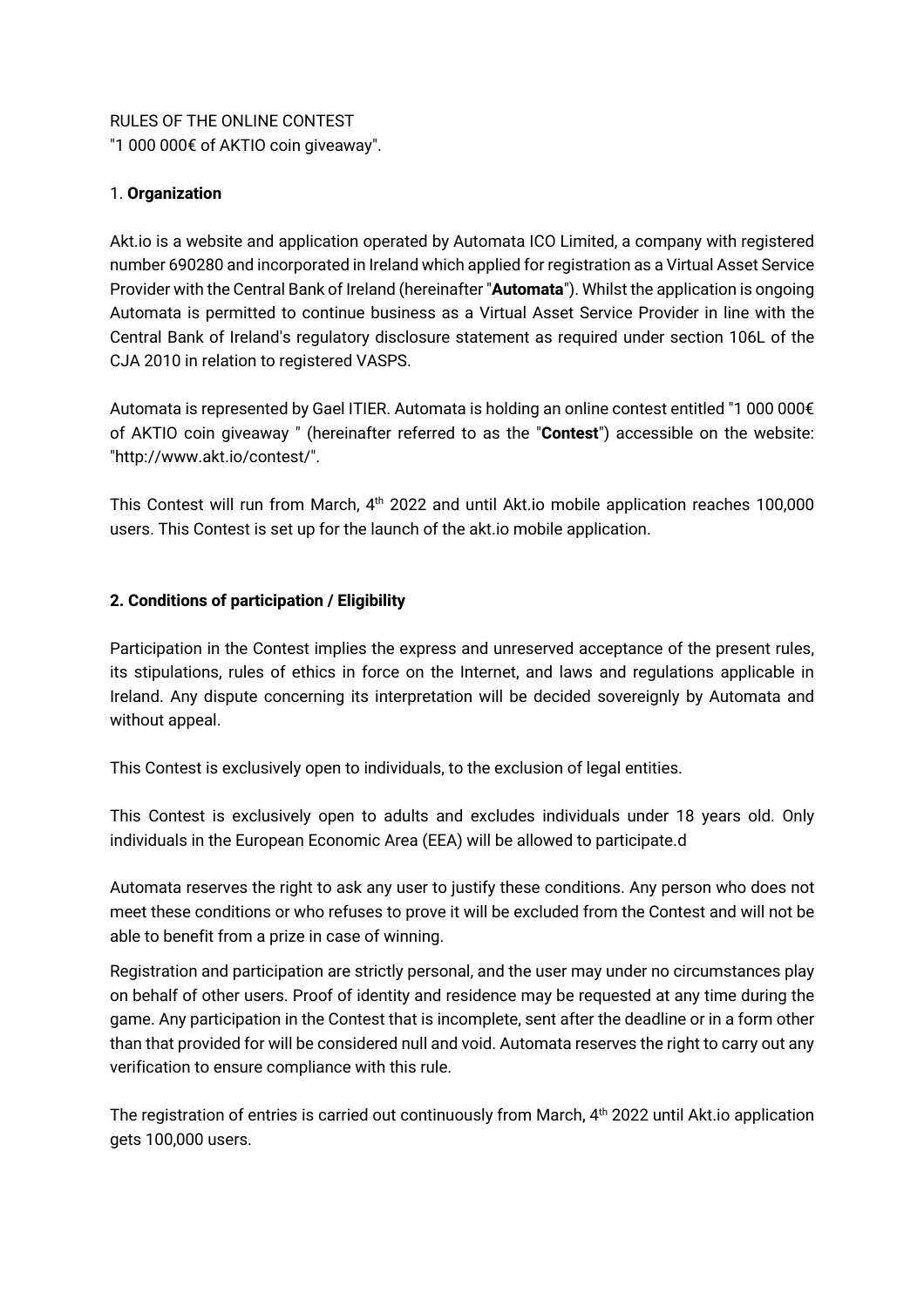RULES OF THE ONLINE CONTEST
"1 000 000€ of AKTIO coin giveaway".

## 1. **Organization**

Akt.io is a website and application operated by Automata ICO Limited, a company with registered number 690280 and incorporated in Ireland which applied for registration as a Virtual Asset Service Provider with the Central Bank of Ireland (hereinafter "**Automata**"). Whilst the application is ongoing Automata is permitted to continue business as a Virtual Asset Service Provider in line with the Central Bank of Ireland's regulatory disclosure statement as required under section 106L of the CJA 2010 in relation to registered VASPS.

Automata is represented by Gael ITIER. Automata is holding an online contest entitled "1 000 000€ of AKTIO coin giveaway " (hereinafter referred to as the "**Contest**") accessible on the website: "http://www.akt.io/contest/".

This Contest will run from March, 4th 2022 and until Akt.io mobile application reaches 100,000 users. This Contest is set up for the launch of the akt.io mobile application.

## **2. Conditions of participation / Eligibility**

Participation in the Contest implies the express and unreserved acceptance of the present rules, its stipulations, rules of ethics in force on the Internet, and laws and regulations applicable in Ireland. Any dispute concerning its interpretation will be decided sovereignly by Automata and without appeal.

This Contest is exclusively open to individuals, to the exclusion of legal entities.

This Contest is exclusively open to adults and excludes individuals under 18 years old. Only individuals in the European Economic Area (EEA) will be allowed to participate.d

Automata reserves the right to ask any user to justify these conditions. Any person who does not meet these conditions or who refuses to prove it will be excluded from the Contest and will not be able to benefit from a prize in case of winning.

Registration and participation are strictly personal, and the user may under no circumstances play on behalf of other users. Proof of identity and residence may be requested at any time during the game. Any participation in the Contest that is incomplete, sent after the deadline or in a form other than that provided for will be considered null and void. Automata reserves the right to carry out any verification to ensure compliance with this rule.

The registration of entries is carried out continuously from March, 4th 2022 until Akt.io application gets 100,000 users.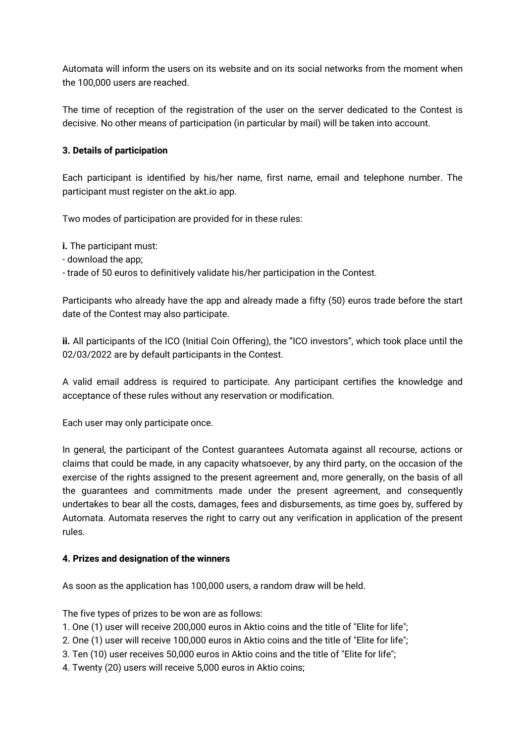Automata will inform the users on its website and on its social networks from the moment when the 100,000 users are reached.

The time of reception of the registration of the user on the server dedicated to the Contest is decisive. No other means of participation (in particular by mail) will be taken into account.

### 3. Details of participation

Each participant is identified by his/her name, first name, email and telephone number. The participant must register on the akt.io app.

Two modes of participation are provided for in these rules:

**i.** The participant must:
- download the app;
- trade of 50 euros to definitively validate his/her participation in the Contest.

Participants who already have the app and already made a fifty (50) euros trade before the start date of the Contest may also participate.

**ii.** All participants of the ICO (Initial Coin Offering), the “ICO investors”, which took place until the 02/03/2022 are by default participants in the Contest.

A valid email address is required to participate. Any participant certifies the knowledge and acceptance of these rules without any reservation or modification.

Each user may only participate once.

In general, the participant of the Contest guarantees Automata against all recourse, actions or claims that could be made, in any capacity whatsoever, by any third party, on the occasion of the exercise of the rights assigned to the present agreement and, more generally, on the basis of all the guarantees and commitments made under the present agreement, and consequently undertakes to bear all the costs, damages, fees and disbursements, as time goes by, suffered by Automata. Automata reserves the right to carry out any verification in application of the present rules.

### 4. Prizes and designation of the winners

As soon as the application has 100,000 users, a random draw will be held.

The five types of prizes to be won are as follows:
1. One (1) user will receive 200,000 euros in Aktio coins and the title of "Elite for life";
2. One (1) user will receive 100,000 euros in Aktio coins and the title of "Elite for life";
3. Ten (10) user receives 50,000 euros in Aktio coins and the title of "Elite for life";
4. Twenty (20) users will receive 5,000 euros in Aktio coins;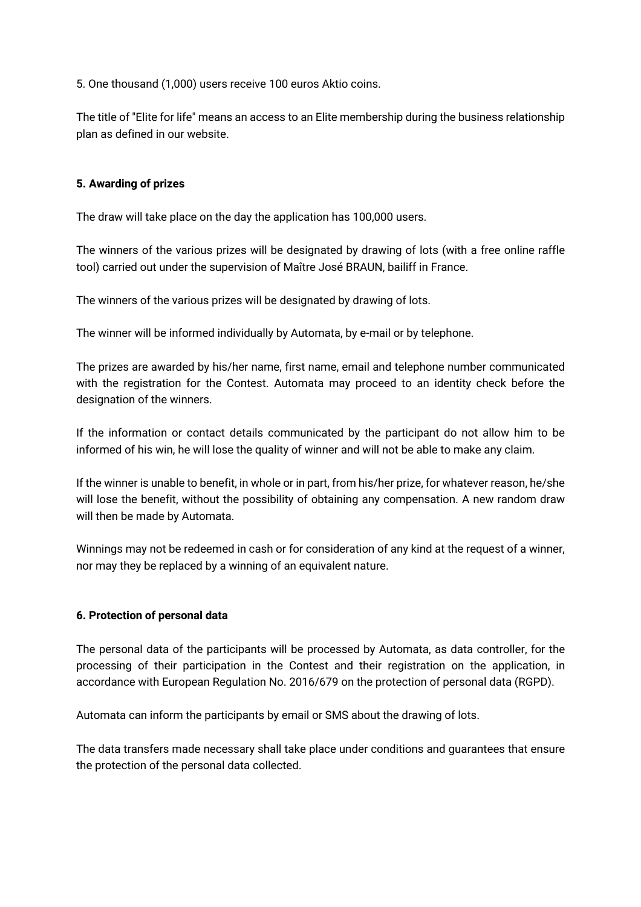5. One thousand (1,000) users receive 100 euros Aktio coins.

The title of "Elite for life" means an access to an Elite membership during the business relationship plan as defined in our website.

**5. Awarding of prizes**

The draw will take place on the day the application has 100,000 users.

The winners of the various prizes will be designated by drawing of lots (with a free online raffle tool) carried out under the supervision of Maître José BRAUN, bailiff in France.

The winners of the various prizes will be designated by drawing of lots.

The winner will be informed individually by Automata, by e-mail or by telephone.

The prizes are awarded by his/her name, first name, email and telephone number communicated with the registration for the Contest. Automata may proceed to an identity check before the designation of the winners.

If the information or contact details communicated by the participant do not allow him to be informed of his win, he will lose the quality of winner and will not be able to make any claim.

If the winner is unable to benefit, in whole or in part, from his/her prize, for whatever reason, he/she will lose the benefit, without the possibility of obtaining any compensation. A new random draw will then be made by Automata.

Winnings may not be redeemed in cash or for consideration of any kind at the request of a winner, nor may they be replaced by a winning of an equivalent nature.

**6. Protection of personal data**

The personal data of the participants will be processed by Automata, as data controller, for the processing of their participation in the Contest and their registration on the application, in accordance with European Regulation No. 2016/679 on the protection of personal data (RGPD).

Automata can inform the participants by email or SMS about the drawing of lots.

The data transfers made necessary shall take place under conditions and guarantees that ensure the protection of the personal data collected.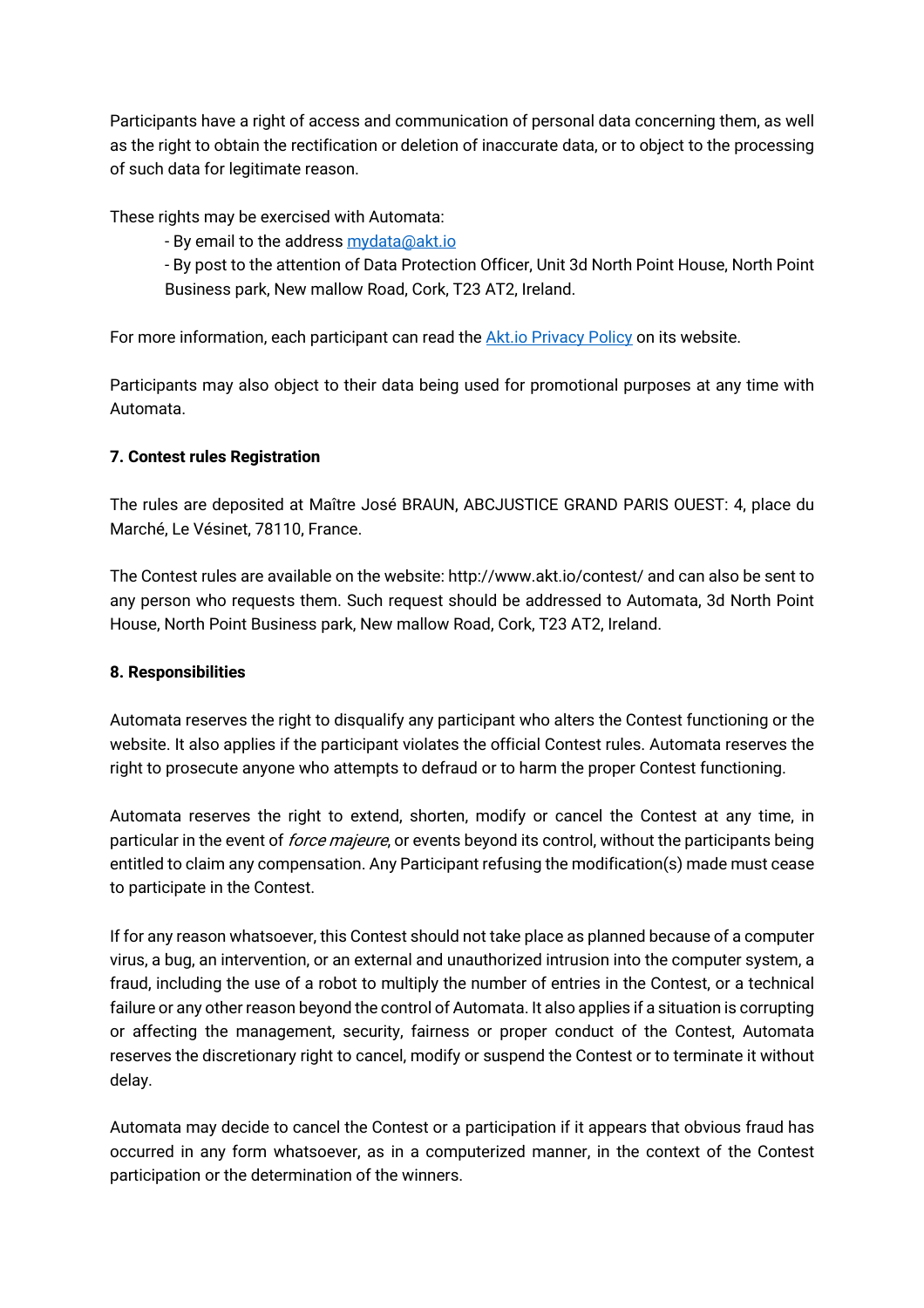Participants have a right of access and communication of personal data concerning them, as well as the right to obtain the rectification or deletion of inaccurate data, or to object to the processing of such data for legitimate reason.

These rights may be exercised with Automata:

- By email to the address [mydata@akt.io](mailto:mydata@akt.io)
- By post to the attention of Data Protection Officer, Unit 3d North Point House, North Point Business park, New mallow Road, Cork, T23 AT2, Ireland.

For more information, each participant can read the [Akt.io Privacy Policy]() on its website.

Participants may also object to their data being used for promotional purposes at any time with Automata.

**7. Contest rules Registration**

The rules are deposited at Maître José BRAUN, ABCJUSTICE GRAND PARIS OUEST: 4, place du Marché, Le Vésinet, 78110, France.

The Contest rules are available on the website: http://www.akt.io/contest/ and can also be sent to any person who requests them. Such request should be addressed to Automata, 3d North Point House, North Point Business park, New mallow Road, Cork, T23 AT2, Ireland.

**8. Responsibilities**

Automata reserves the right to disqualify any participant who alters the Contest functioning or the website. It also applies if the participant violates the official Contest rules. Automata reserves the right to prosecute anyone who attempts to defraud or to harm the proper Contest functioning.

Automata reserves the right to extend, shorten, modify or cancel the Contest at any time, in particular in the event of *force majeure*, or events beyond its control, without the participants being entitled to claim any compensation. Any Participant refusing the modification(s) made must cease to participate in the Contest.

If for any reason whatsoever, this Contest should not take place as planned because of a computer virus, a bug, an intervention, or an external and unauthorized intrusion into the computer system, a fraud, including the use of a robot to multiply the number of entries in the Contest, or a technical failure or any other reason beyond the control of Automata. It also applies if a situation is corrupting or affecting the management, security, fairness or proper conduct of the Contest, Automata reserves the discretionary right to cancel, modify or suspend the Contest or to terminate it without delay.

Automata may decide to cancel the Contest or a participation if it appears that obvious fraud has occurred in any form whatsoever, as in a computerized manner, in the context of the Contest participation or the determination of the winners.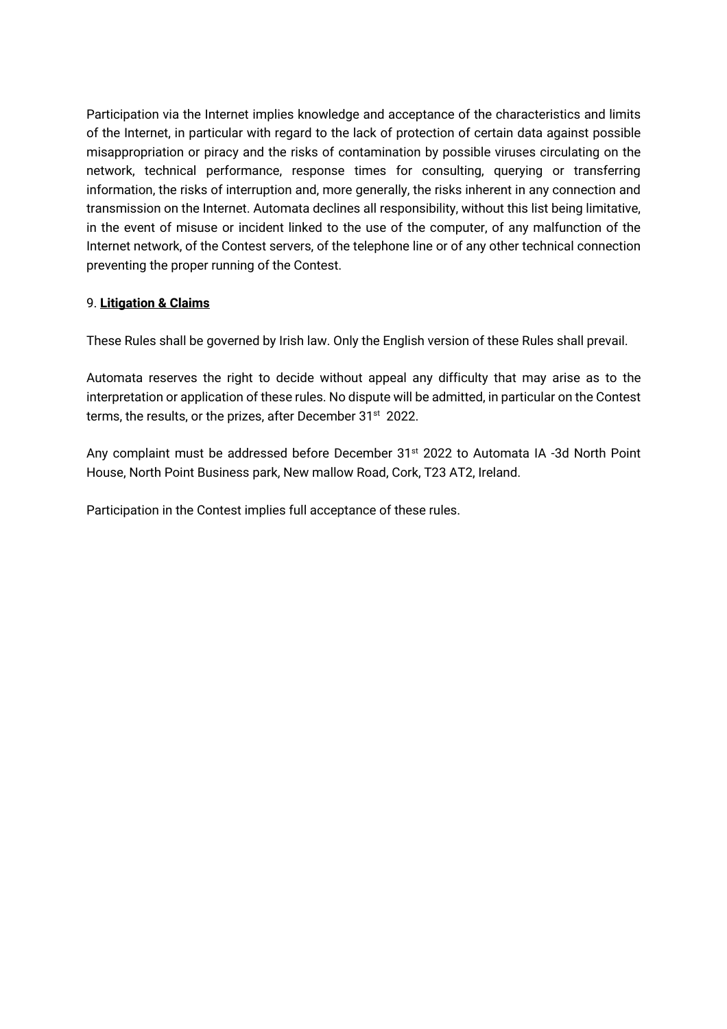Participation via the Internet implies knowledge and acceptance of the characteristics and limits of the Internet, in particular with regard to the lack of protection of certain data against possible misappropriation or piracy and the risks of contamination by possible viruses circulating on the network, technical performance, response times for consulting, querying or transferring information, the risks of interruption and, more generally, the risks inherent in any connection and transmission on the Internet. Automata declines all responsibility, without this list being limitative, in the event of misuse or incident linked to the use of the computer, of any malfunction of the Internet network, of the Contest servers, of the telephone line or of any other technical connection preventing the proper running of the Contest.

9. **Litigation & Claims**

These Rules shall be governed by Irish law. Only the English version of these Rules shall prevail.

Automata reserves the right to decide without appeal any difficulty that may arise as to the interpretation or application of these rules. No dispute will be admitted, in particular on the Contest terms, the results, or the prizes, after December 31st 2022.

Any complaint must be addressed before December 31st 2022 to Automata IA -3d North Point House, North Point Business park, New mallow Road, Cork, T23 AT2, Ireland.

Participation in the Contest implies full acceptance of these rules.